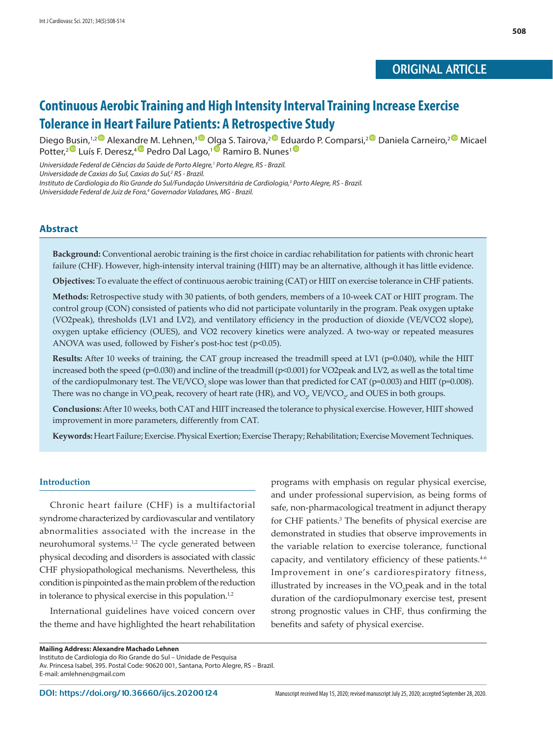ORIGINAL ARTICLE

# Continuous Aerobic Training and High Intensity Interval Training Increase Exercise Tolerance in Heart Failure Patients: A Retrospective Study

Diego Busin,[1,2] Alexandre M. Lehnen,[3] Olga S. Tairova,[2] Eduardo P. Comparsi,[2] Daniela Carneiro,[2] Micael Potter,[2] Luís F. Deresz,[4] Pedro Dal Lago,[1] Ramiro B. Nunes[1]

*Universidade Federal de Ciências da Saúde de Porto Alegre,[1] Porto Alegre, RS - Brazil.*
*Universidade de Caxias do Sul, Caxias do Sul,[2] RS - Brazil.*
*Instituto de Cardiologia do Rio Grande do Sul/Fundação Universitária de Cardiologia,[3] Porto Alegre, RS - Brazil.*
*Universidade Federal de Juiz de Fora,[4] Governador Valadares, MG - Brazil.*

## Abstract

**Background:** Conventional aerobic training is the first choice in cardiac rehabilitation for patients with chronic heart failure (CHF). However, high-intensity interval training (HIIT) may be an alternative, although it has little evidence.

**Objectives:** To evaluate the effect of continuous aerobic training (CAT) or HIIT on exercise tolerance in CHF patients.

**Methods:** Retrospective study with 30 patients, of both genders, members of a 10-week CAT or HIIT program. The control group (CON) consisted of patients who did not participate voluntarily in the program. Peak oxygen uptake (VO2peak), thresholds (LV1 and LV2), and ventilatory efficiency in the production of dioxide (VE/VCO2 slope), oxygen uptake efficiency (OUES), and VO2 recovery kinetics were analyzed. A two-way or repeated measures ANOVA was used, followed by Fisher's post-hoc test ($p<0.05$).

**Results:** After 10 weeks of training, the CAT group increased the treadmill speed at LV1 ($p=0.040$), while the HIIT increased both the speed ($p=0.030$) and incline of the treadmill ($p<0.001$) for VO2peak and LV2, as well as the total time of the cardiopulmonary test. The $VE/VCO_2$ slope was lower than that predicted for CAT ($p=0.003$) and HIIT ($p=0.008$). There was no change in $VO_2$peak, recovery of heart rate (HR), and $VO_2$, $VE/VCO_2$, and OUES in both groups.

**Conclusions:** After 10 weeks, both CAT and HIIT increased the tolerance to physical exercise. However, HIIT showed improvement in more parameters, differently from CAT.

**Keywords:** Heart Failure; Exercise. Physical Exertion; Exercise Therapy; Rehabilitation; Exercise Movement Techniques.

## Introduction

Chronic heart failure (CHF) is a multifactorial syndrome characterized by cardiovascular and ventilatory abnormalities associated with the increase in the neurohumoral systems.[1,2] The cycle generated between physical decoding and disorders is associated with classic CHF physiopathological mechanisms. Nevertheless, this condition is pinpointed as the main problem of the reduction in tolerance to physical exercise in this population.[1,2]

International guidelines have voiced concern over the theme and have highlighted the heart rehabilitation programs with emphasis on regular physical exercise, and under professional supervision, as being forms of safe, non-pharmacological treatment in adjunct therapy for CHF patients.[3] The benefits of physical exercise are demonstrated in studies that observe improvements in the variable relation to exercise tolerance, functional capacity, and ventilatory efficiency of these patients.[4-6] Improvement in one's cardiorespiratory fitness, illustrated by increases in the $VO_2$peak and in the total duration of the cardiopulmonary exercise test, present strong prognostic values in CHF, thus confirming the benefits and safety of physical exercise.

**Mailing Address: Alexandre Machado Lehnen**
Instituto de Cardiologia do Rio Grande do Sul – Unidade de Pesquisa
Av. Princesa Isabel, 395. Postal Code: 90620 001, Santana, Porto Alegre, RS – Brazil.
E-mail: amlehnen@gmail.com

DOI: https://doi.org/10.36660/ijcs.20200124

Manuscript received May 15, 2020; revised manuscript July 25, 2020; accepted September 28, 2020.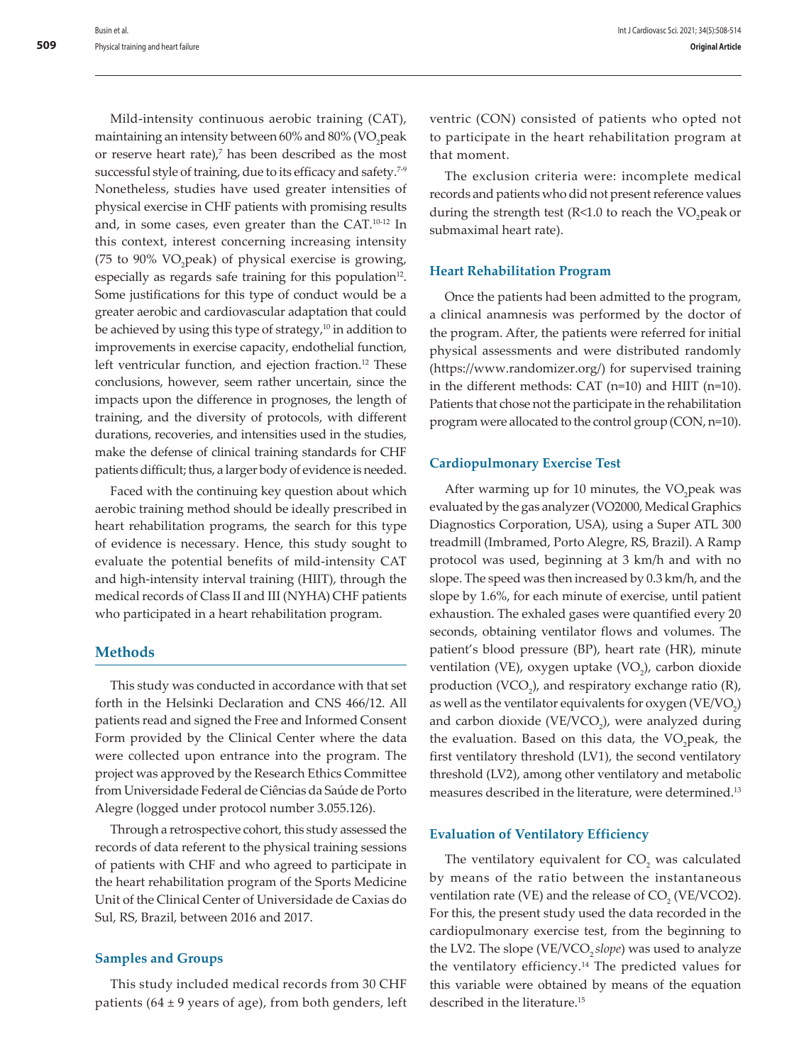Mild-intensity continuous aerobic training (CAT), maintaining an intensity between 60% and 80% ($VO_2$peak or reserve heart rate),[7] has been described as the most successful style of training, due to its efficacy and safety.[7-9] Nonetheless, studies have used greater intensities of physical exercise in CHF patients with promising results and, in some cases, even greater than the CAT.[10-12] In this context, interest concerning increasing intensity (75 to 90% $VO_2$peak) of physical exercise is growing, especially as regards safe training for this population[12]. Some justifications for this type of conduct would be a greater aerobic and cardiovascular adaptation that could be achieved by using this type of strategy,[10] in addition to improvements in exercise capacity, endothelial function, left ventricular function, and ejection fraction.[12] These conclusions, however, seem rather uncertain, since the impacts upon the difference in prognoses, the length of training, and the diversity of protocols, with different durations, recoveries, and intensities used in the studies, make the defense of clinical training standards for CHF patients difficult; thus, a larger body of evidence is needed.

Faced with the continuing key question about which aerobic training method should be ideally prescribed in heart rehabilitation programs, the search for this type of evidence is necessary. Hence, this study sought to evaluate the potential benefits of mild-intensity CAT and high-intensity interval training (HIIT), through the medical records of Class II and III (NYHA) CHF patients who participated in a heart rehabilitation program.

## Methods

This study was conducted in accordance with that set forth in the Helsinki Declaration and CNS 466/12. All patients read and signed the Free and Informed Consent Form provided by the Clinical Center where the data were collected upon entrance into the program. The project was approved by the Research Ethics Committee from Universidade Federal de Ciências da Saúde de Porto Alegre (logged under protocol number 3.055.126).

Through a retrospective cohort, this study assessed the records of data referent to the physical training sessions of patients with CHF and who agreed to participate in the heart rehabilitation program of the Sports Medicine Unit of the Clinical Center of Universidade de Caxias do Sul, RS, Brazil, between 2016 and 2017.

### Samples and Groups

This study included medical records from 30 CHF patients (64 ± 9 years of age), from both genders, left ventric (CON) consisted of patients who opted not to participate in the heart rehabilitation program at that moment.

The exclusion criteria were: incomplete medical records and patients who did not present reference values during the strength test (R<1.0 to reach the $VO_2$peak or submaximal heart rate).

### Heart Rehabilitation Program

Once the patients had been admitted to the program, a clinical anamnesis was performed by the doctor of the program. After, the patients were referred for initial physical assessments and were distributed randomly (https://www.randomizer.org/) for supervised training in the different methods: CAT (n=10) and HIIT (n=10). Patients that chose not the participate in the rehabilitation program were allocated to the control group (CON, n=10).

### Cardiopulmonary Exercise Test

After warming up for 10 minutes, the $VO_2$peak was evaluated by the gas analyzer (VO2000, Medical Graphics Diagnostics Corporation, USA), using a Super ATL 300 treadmill (Imbramed, Porto Alegre, RS, Brazil). A Ramp protocol was used, beginning at 3 km/h and with no slope. The speed was then increased by 0.3 km/h, and the slope by 1.6%, for each minute of exercise, until patient exhaustion. The exhaled gases were quantified every 20 seconds, obtaining ventilator flows and volumes. The patient's blood pressure (BP), heart rate (HR), minute ventilation (VE), oxygen uptake ($VO_2$), carbon dioxide production ($VCO_2$), and respiratory exchange ratio (R), as well as the ventilator equivalents for oxygen ($VE/VO_2$) and carbon dioxide ($VE/VCO_2$), were analyzed during the evaluation. Based on this data, the $VO_2$peak, the first ventilatory threshold (LV1), the second ventilatory threshold (LV2), among other ventilatory and metabolic measures described in the literature, were determined.[13]

### Evaluation of Ventilatory Efficiency

The ventilatory equivalent for $CO_2$ was calculated by means of the ratio between the instantaneous ventilation rate (VE) and the release of $CO_2$ (VE/VCO2). For this, the present study used the data recorded in the cardiopulmonary exercise test, from the beginning to the LV2. The slope ($VE/VCO_2$ *slope*) was used to analyze the ventilatory efficiency.[14] The predicted values for this variable were obtained by means of the equation described in the literature.[15]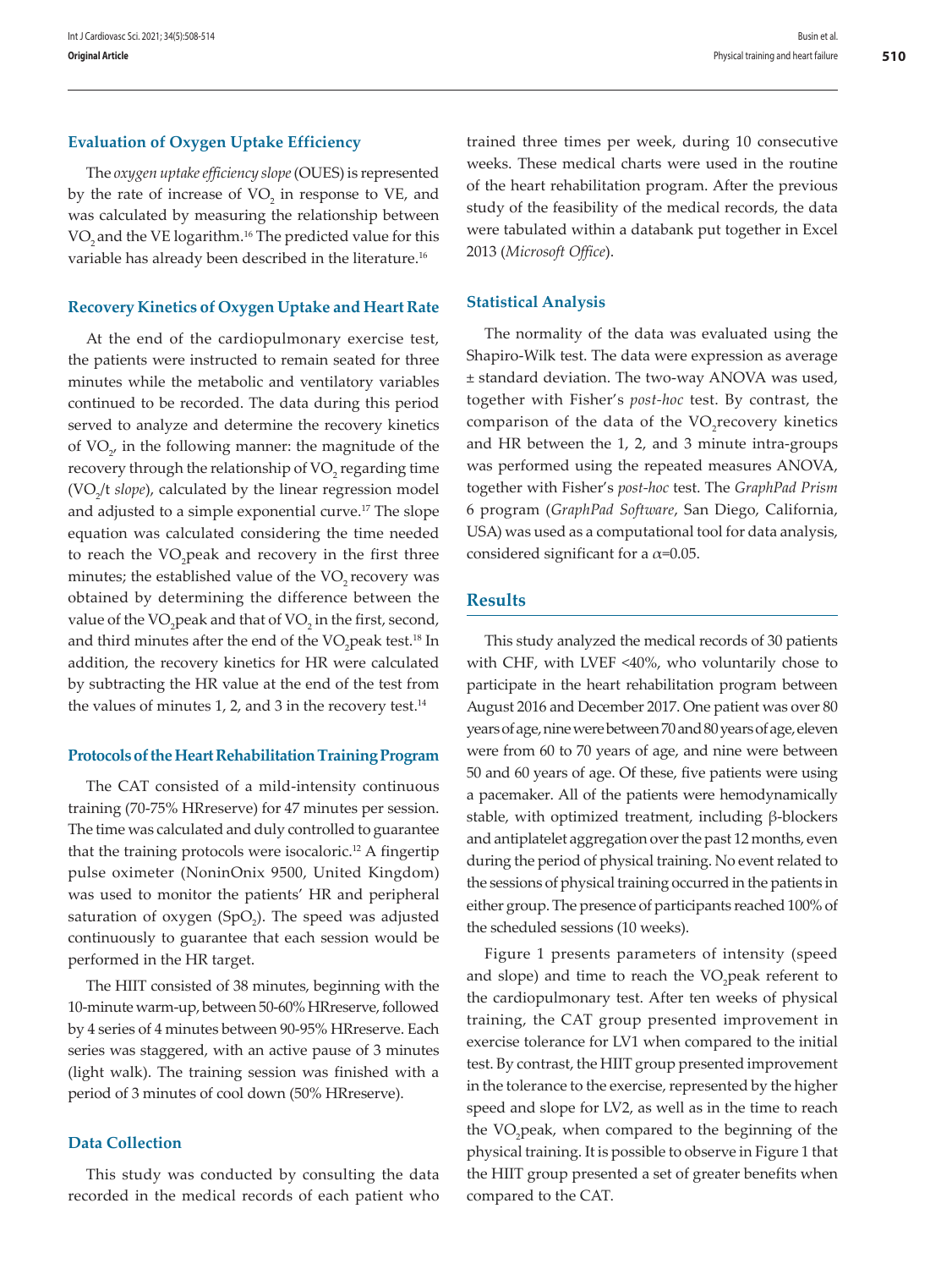### Evaluation of Oxygen Uptake Efficiency

The *oxygen uptake efficiency slope* (OUES) is represented by the rate of increase of $VO_2$ in response to VE, and was calculated by measuring the relationship between $VO_2$ and the VE logarithm.[16] The predicted value for this variable has already been described in the literature.[16]

### Recovery Kinetics of Oxygen Uptake and Heart Rate

At the end of the cardiopulmonary exercise test, the patients were instructed to remain seated for three minutes while the metabolic and ventilatory variables continued to be recorded. The data during this period served to analyze and determine the recovery kinetics of $VO_2$, in the following manner: the magnitude of the recovery through the relationship of $VO_2$ regarding time ($VO_2$/t *slope*), calculated by the linear regression model and adjusted to a simple exponential curve.[17] The slope equation was calculated considering the time needed to reach the $VO_2$peak and recovery in the first three minutes; the established value of the $VO_2$ recovery was obtained by determining the difference between the value of the $VO_2$peak and that of $VO_2$ in the first, second, and third minutes after the end of the $VO_2$peak test.[18] In addition, the recovery kinetics for HR were calculated by subtracting the HR value at the end of the test from the values of minutes 1, 2, and 3 in the recovery test.[14]

### Protocols of the Heart Rehabilitation Training Program

The CAT consisted of a mild-intensity continuous training (70-75% HRreserve) for 47 minutes per session. The time was calculated and duly controlled to guarantee that the training protocols were isocaloric.[12] A fingertip pulse oximeter (NoninOnix 9500, United Kingdom) was used to monitor the patients' HR and peripheral saturation of oxygen ($SpO_2$). The speed was adjusted continuously to guarantee that each session would be performed in the HR target.

The HIIT consisted of 38 minutes, beginning with the 10-minute warm-up, between 50-60% HRreserve, followed by 4 series of 4 minutes between 90-95% HRreserve. Each series was staggered, with an active pause of 3 minutes (light walk). The training session was finished with a period of 3 minutes of cool down (50% HRreserve).

### Data Collection

This study was conducted by consulting the data recorded in the medical records of each patient who trained three times per week, during 10 consecutive weeks. These medical charts were used in the routine of the heart rehabilitation program. After the previous study of the feasibility of the medical records, the data were tabulated within a databank put together in Excel 2013 (*Microsoft Office*).

### Statistical Analysis

The normality of the data was evaluated using the Shapiro-Wilk test. The data were expression as average ± standard deviation. The two-way ANOVA was used, together with Fisher's *post-hoc* test. By contrast, the comparison of the data of the $VO_2$recovery kinetics and HR between the 1, 2, and 3 minute intra-groups was performed using the repeated measures ANOVA, together with Fisher's *post-hoc* test. The *GraphPad Prism* 6 program (*GraphPad Software*, San Diego, California, USA) was used as a computational tool for data analysis, considered significant for a $\alpha$=0.05.

## Results

This study analyzed the medical records of 30 patients with CHF, with LVEF <40%, who voluntarily chose to participate in the heart rehabilitation program between August 2016 and December 2017. One patient was over 80 years of age, nine were between 70 and 80 years of age, eleven were from 60 to 70 years of age, and nine were between 50 and 60 years of age. Of these, five patients were using a pacemaker. All of the patients were hemodynamically stable, with optimized treatment, including β-blockers and antiplatelet aggregation over the past 12 months, even during the period of physical training. No event related to the sessions of physical training occurred in the patients in either group. The presence of participants reached 100% of the scheduled sessions (10 weeks).

Figure 1 presents parameters of intensity (speed and slope) and time to reach the $VO_2$peak referent to the cardiopulmonary test. After ten weeks of physical training, the CAT group presented improvement in exercise tolerance for LV1 when compared to the initial test. By contrast, the HIIT group presented improvement in the tolerance to the exercise, represented by the higher speed and slope for LV2, as well as in the time to reach the $VO_2$peak, when compared to the beginning of the physical training. It is possible to observe in Figure 1 that the HIIT group presented a set of greater benefits when compared to the CAT.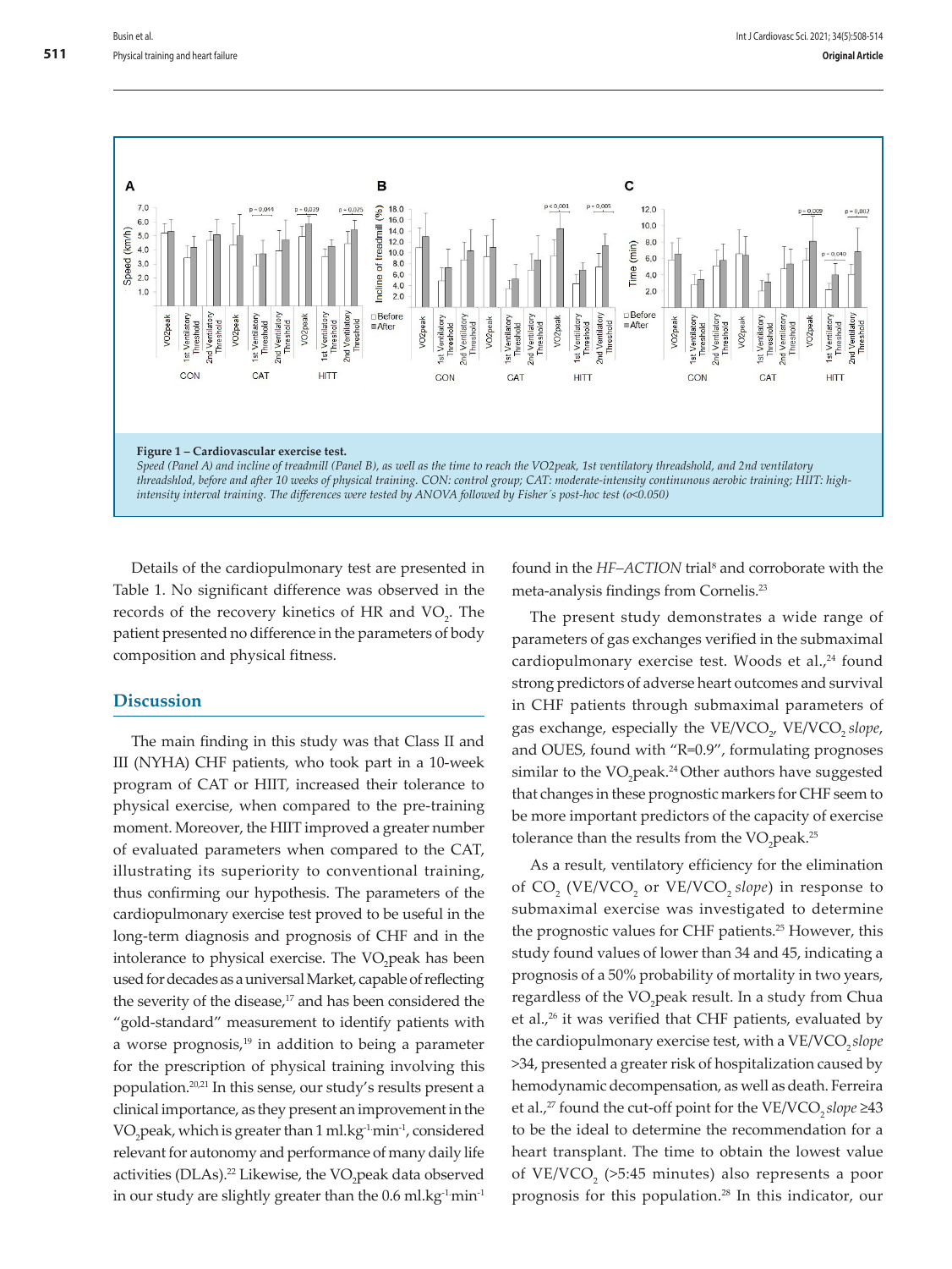Figure 1 – Cardiovascular exercise test.

*Speed (Panel A) and incline of treadmill (Panel B), as well as the time to reach the VO2peak, 1st ventilatory threadshold, and 2nd ventilatory threadshlod, before and after 10 weeks of physical training. CON: control group; CAT: moderate-intensity continunous aerobic training; HIIT: high-intensity interval training. The differences were tested by ANOVA followed by Fisher´s post-hoc test (o<0.050)*

Details of the cardiopulmonary test are presented in Table 1. No significant difference was observed in the records of the recovery kinetics of HR and $VO_2$. The patient presented no difference in the parameters of body composition and physical fitness.

## Discussion

The main finding in this study was that Class II and III (NYHA) CHF patients, who took part in a 10-week program of CAT or HIIT, increased their tolerance to physical exercise, when compared to the pre-training moment. Moreover, the HIIT improved a greater number of evaluated parameters when compared to the CAT, illustrating its superiority to conventional training, thus confirming our hypothesis. The parameters of the cardiopulmonary exercise test proved to be useful in the long-term diagnosis and prognosis of CHF and in the intolerance to physical exercise. The $VO_2$peak has been used for decades as a universal Market, capable of reflecting the severity of the disease,[17] and has been considered the "gold-standard" measurement to identify patients with a worse prognosis,[19] in addition to being a parameter for the prescription of physical training involving this population.[20,21] In this sense, our study's results present a clinical importance, as they present an improvement in the $VO_2$peak, which is greater than 1 $ml.kg^{-1}min^{-1}$, considered relevant for autonomy and performance of many daily life activities (DLAs).[22] Likewise, the $VO_2$peak data observed in our study are slightly greater than the 0.6 $ml.kg^{-1}min^{-1}$ found in the *HF–ACTION* trial[8] and corroborate with the meta-analysis findings from Cornelis.[23]

The present study demonstrates a wide range of parameters of gas exchanges verified in the submaximal cardiopulmonary exercise test. Woods et al.,[24] found strong predictors of adverse heart outcomes and survival in CHF patients through submaximal parameters of gas exchange, especially the $VE/VCO_2$, $VE/VCO_2$ *slope*, and OUES, found with "R=0.9", formulating prognoses similar to the $VO_2$peak.[24] Other authors have suggested that changes in these prognostic markers for CHF seem to be more important predictors of the capacity of exercise tolerance than the results from the $VO_2$peak.[25]

As a result, ventilatory efficiency for the elimination of $CO_2$ ($VE/VCO_2$ or $VE/VCO_2$ *slope*) in response to submaximal exercise was investigated to determine the prognostic values for CHF patients.[25] However, this study found values of lower than 34 and 45, indicating a prognosis of a 50% probability of mortality in two years, regardless of the $VO_2$peak result. In a study from Chua et al.,[26] it was verified that CHF patients, evaluated by the cardiopulmonary exercise test, with a $VE/VCO_2$ *slope* >34, presented a greater risk of hospitalization caused by hemodynamic decompensation, as well as death. Ferreira et al.,[27] found the cut-off point for the $VE/VCO_2$ *slope* ≥43 to be the ideal to determine the recommendation for a heart transplant. The time to obtain the lowest value of $VE/VCO_2$ (>5:45 minutes) also represents a poor prognosis for this population.[28] In this indicator, our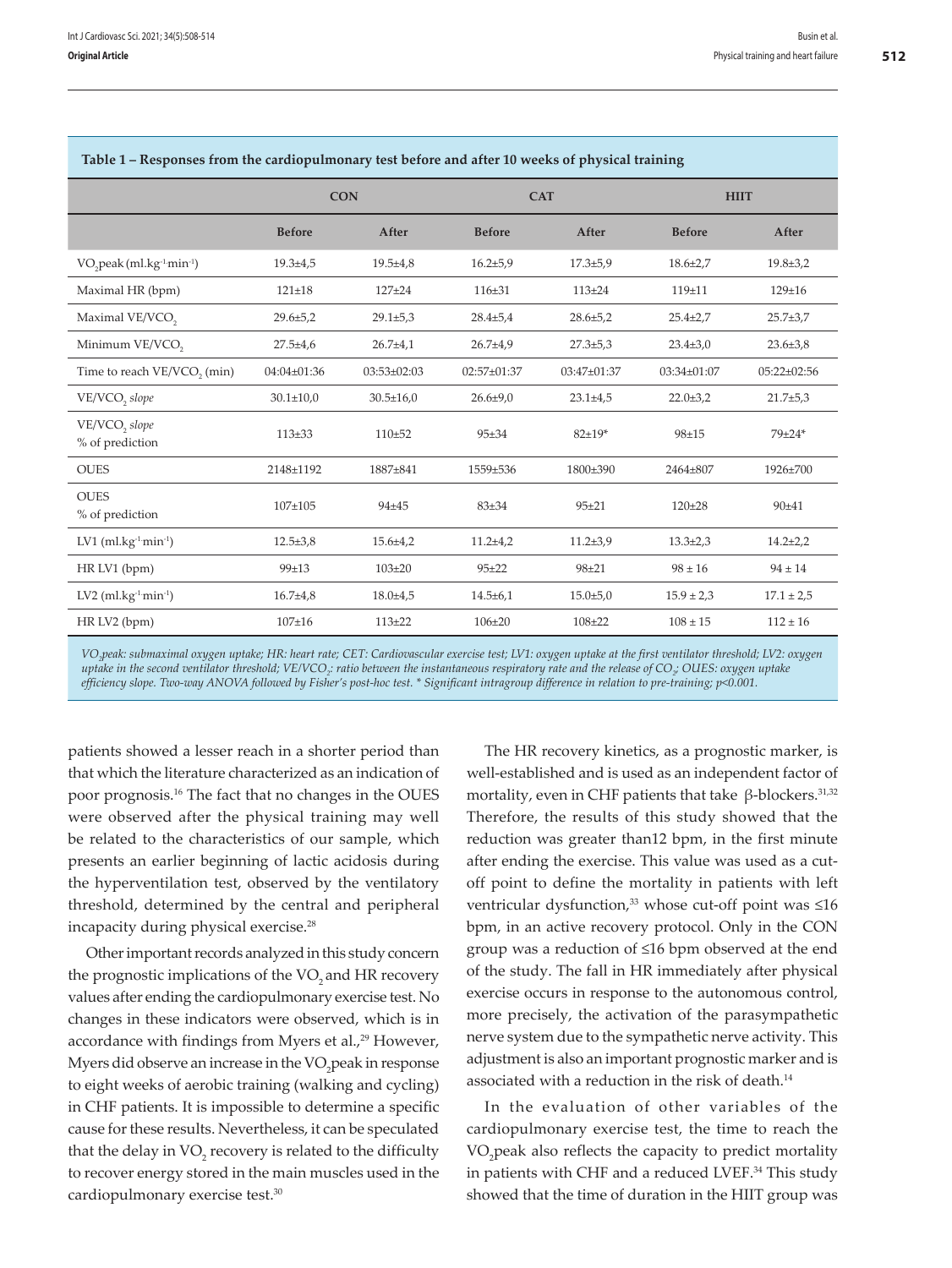**Table 1 – Responses from the cardiopulmonary test before and after 10 weeks of physical training**

| | CON | | CAT | | HIIT | |
|---|---|---|---|---|---|---|
| | Before | After | Before | After | Before | After |
| $VO_2$peak (ml.kg$^{-1}$min$^{-1}$) | 19.3±4,5 | 19.5±4,8 | 16.2±5,9 | 17.3±5,9 | 18.6±2,7 | 19.8±3,2 |
| Maximal HR (bpm) | 121±18 | 127±24 | 116±31 | 113±24 | 119±11 | 129±16 |
| Maximal $VE/VCO_2$ | 29.6±5,2 | 29.1±5,3 | 28.4±5,4 | 28.6±5,2 | 25.4±2,7 | 25.7±3,7 |
| Minimum $VE/VCO_2$ | 27.5±4,6 | 26.7±4,1 | 26.7±4,9 | 27.3±5,3 | 23.4±3,0 | 23.6±3,8 |
| Time to reach $VE/VCO_2$ (min) | 04:04±01:36 | 03:53±02:03 | 02:57±01:37 | 03:47±01:37 | 03:34±01:07 | 05:22±02:56 |
| $VE/VCO_2$ *slope* | 30.1±10,0 | 30.5±16,0 | 26.6±9,0 | 23.1±4,5 | 22.0±3,2 | 21.7±5,3 |
| $VE/VCO_2$ *slope* % of prediction | 113±33 | 110±52 | 95±34 | 82±19* | 98±15 | 79±24* |
| OUES | 2148±1192 | 1887±841 | 1559±536 | 1800±390 | 2464±807 | 1926±700 |
| OUES % of prediction | 107±105 | 94±45 | 83±34 | 95±21 | 120±28 | 90±41 |
| LV1 (ml.kg$^{-1}$min$^{-1}$) | 12.5±3,8 | 15.6±4,2 | 11.2±4,2 | 11.2±3,9 | 13.3±2,3 | 14.2±2,2 |
| HR LV1 (bpm) | 99±13 | 103±20 | 95±22 | 98±21 | 98 ± 16 | 94 ± 14 |
| LV2 (ml.kg$^{-1}$min$^{-1}$) | 16.7±4,8 | 18.0±4,5 | 14.5±6,1 | 15.0±5,0 | 15.9 ± 2,3 | 17.1 ± 2,5 |
| HR LV2 (bpm) | 107±16 | 113±22 | 106±20 | 108±22 | 108 ± 15 | 112 ± 16 |

*$VO_2$peak: submaximal oxygen uptake; HR: heart rate; CET: Cardiovascular exercise test; LV1: oxygen uptake at the first ventilator threshold; LV2: oxygen uptake in the second ventilator threshold; $VE/VCO_2$: ratio between the instantaneous respiratory rate and the release of $CO_2$; OUES: oxygen uptake efficiency slope. Two-way ANOVA followed by Fisher's post-hoc test. * Significant intragroup difference in relation to pre-training; $p<0.001$.*

patients showed a lesser reach in a shorter period than that which the literature characterized as an indication of poor prognosis.[16] The fact that no changes in the OUES were observed after the physical training may well be related to the characteristics of our sample, which presents an earlier beginning of lactic acidosis during the hyperventilation test, observed by the ventilatory threshold, determined by the central and peripheral incapacity during physical exercise.[28]

Other important records analyzed in this study concern the prognostic implications of the $VO_2$ and HR recovery values after ending the cardiopulmonary exercise test. No changes in these indicators were observed, which is in accordance with findings from Myers et al.,[29] However, Myers did observe an increase in the $VO_2$peak in response to eight weeks of aerobic training (walking and cycling) in CHF patients. It is impossible to determine a specific cause for these results. Nevertheless, it can be speculated that the delay in $VO_2$ recovery is related to the difficulty to recover energy stored in the main muscles used in the cardiopulmonary exercise test.[30]

The HR recovery kinetics, as a prognostic marker, is well-established and is used as an independent factor of mortality, even in CHF patients that take β-blockers.[31,32] Therefore, the results of this study showed that the reduction was greater than12 bpm, in the first minute after ending the exercise. This value was used as a cut-off point to define the mortality in patients with left ventricular dysfunction,[33] whose cut-off point was ≤16 bpm, in an active recovery protocol. Only in the CON group was a reduction of ≤16 bpm observed at the end of the study. The fall in HR immediately after physical exercise occurs in response to the autonomous control, more precisely, the activation of the parasympathetic nerve system due to the sympathetic nerve activity. This adjustment is also an important prognostic marker and is associated with a reduction in the risk of death.[14]

In the evaluation of other variables of the cardiopulmonary exercise test, the time to reach the $VO_2$peak also reflects the capacity to predict mortality in patients with CHF and a reduced LVEF.[34] This study showed that the time of duration in the HIIT group was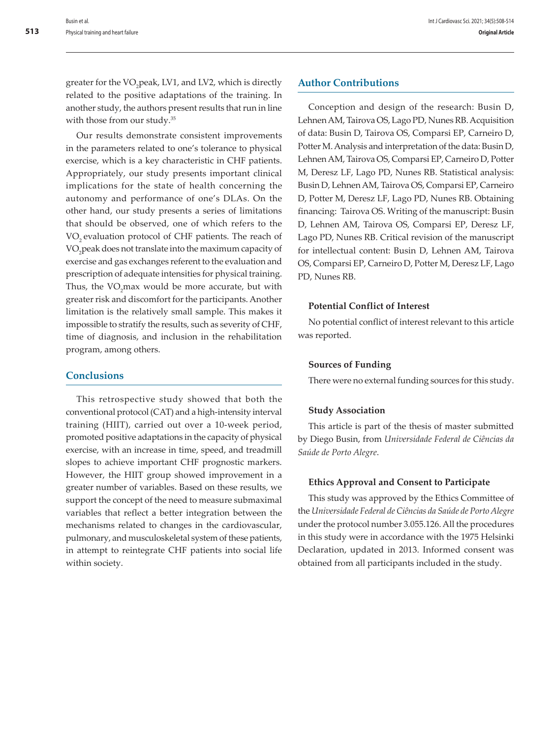greater for the $VO_2$peak, LV1, and LV2, which is directly related to the positive adaptations of the training. In another study, the authors present results that run in line with those from our study.[35]

Our results demonstrate consistent improvements in the parameters related to one's tolerance to physical exercise, which is a key characteristic in CHF patients. Appropriately, our study presents important clinical implications for the state of health concerning the autonomy and performance of one's DLAs. On the other hand, our study presents a series of limitations that should be observed, one of which refers to the $VO_2$ evaluation protocol of CHF patients. The reach of $VO_2$peak does not translate into the maximum capacity of exercise and gas exchanges referent to the evaluation and prescription of adequate intensities for physical training. Thus, the $VO_2$max would be more accurate, but with greater risk and discomfort for the participants. Another limitation is the relatively small sample. This makes it impossible to stratify the results, such as severity of CHF, time of diagnosis, and inclusion in the rehabilitation program, among others.

## Conclusions

This retrospective study showed that both the conventional protocol (CAT) and a high-intensity interval training (HIIT), carried out over a 10-week period, promoted positive adaptations in the capacity of physical exercise, with an increase in time, speed, and treadmill slopes to achieve important CHF prognostic markers. However, the HIIT group showed improvement in a greater number of variables. Based on these results, we support the concept of the need to measure submaximal variables that reflect a better integration between the mechanisms related to changes in the cardiovascular, pulmonary, and musculoskeletal system of these patients, in attempt to reintegrate CHF patients into social life within society.

## Author Contributions

Conception and design of the research: Busin D, Lehnen AM, Tairova OS, Lago PD, Nunes RB. Acquisition of data: Busin D, Tairova OS, Comparsi EP, Carneiro D, Potter M. Analysis and interpretation of the data: Busin D, Lehnen AM, Tairova OS, Comparsi EP, Carneiro D, Potter M, Deresz LF, Lago PD, Nunes RB. Statistical analysis: Busin D, Lehnen AM, Tairova OS, Comparsi EP, Carneiro D, Potter M, Deresz LF, Lago PD, Nunes RB. Obtaining financing: Tairova OS. Writing of the manuscript: Busin D, Lehnen AM, Tairova OS, Comparsi EP, Deresz LF, Lago PD, Nunes RB. Critical revision of the manuscript for intellectual content: Busin D, Lehnen AM, Tairova OS, Comparsi EP, Carneiro D, Potter M, Deresz LF, Lago PD, Nunes RB.

### Potential Conflict of Interest

No potential conflict of interest relevant to this article was reported.

### Sources of Funding

There were no external funding sources for this study.

### Study Association

This article is part of the thesis of master submitted by Diego Busin, from *Universidade Federal de Ciências da Saúde de Porto Alegre*.

### Ethics Approval and Consent to Participate

This study was approved by the Ethics Committee of the *Universidade Federal de Ciências da Saúde de Porto Alegre* under the protocol number 3.055.126. All the procedures in this study were in accordance with the 1975 Helsinki Declaration, updated in 2013. Informed consent was obtained from all participants included in the study.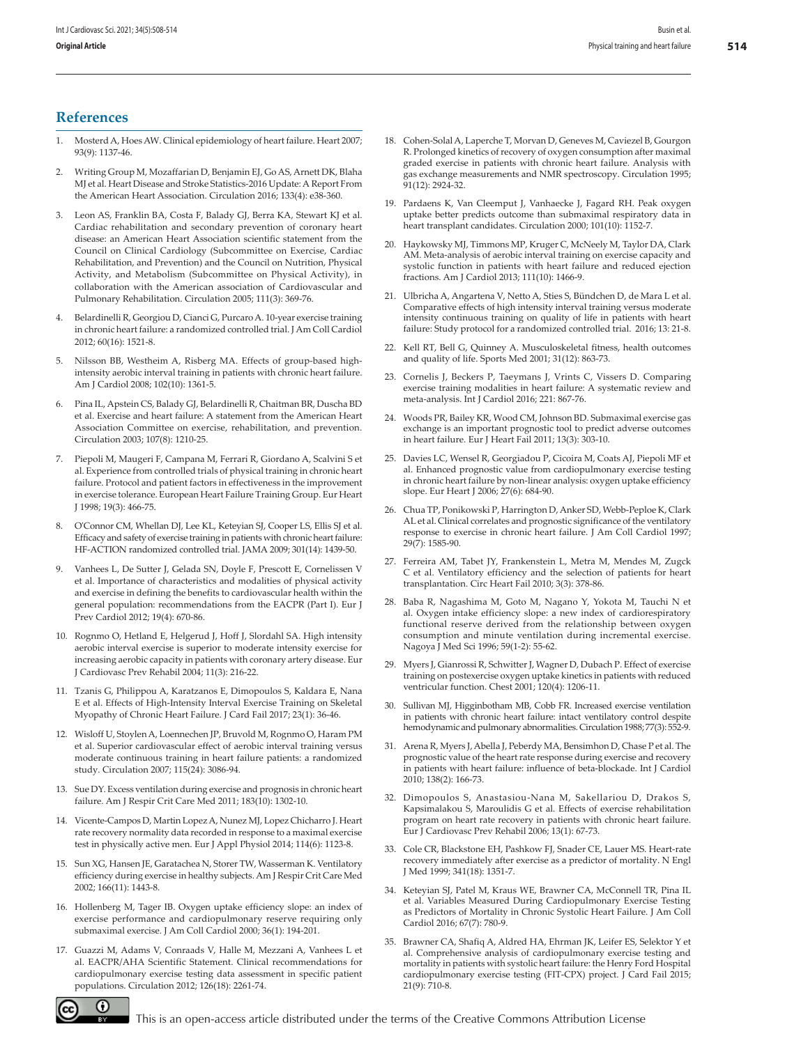## References

1. Mosterd A, Hoes AW. Clinical epidemiology of heart failure. Heart 2007; 93(9): 1137-46.
2. Writing Group M, Mozaffarian D, Benjamin EJ, Go AS, Arnett DK, Blaha MJ et al. Heart Disease and Stroke Statistics-2016 Update: A Report From the American Heart Association. Circulation 2016; 133(4): e38-360.
3. Leon AS, Franklin BA, Costa F, Balady GJ, Berra KA, Stewart KJ et al. Cardiac rehabilitation and secondary prevention of coronary heart disease: an American Heart Association scientific statement from the Council on Clinical Cardiology (Subcommittee on Exercise, Cardiac Rehabilitation, and Prevention) and the Council on Nutrition, Physical Activity, and Metabolism (Subcommittee on Physical Activity), in collaboration with the American association of Cardiovascular and Pulmonary Rehabilitation. Circulation 2005; 111(3): 369-76.
4. Belardinelli R, Georgiou D, Cianci G, Purcaro A. 10-year exercise training in chronic heart failure: a randomized controlled trial. J Am Coll Cardiol 2012; 60(16): 1521-8.
5. Nilsson BB, Westheim A, Risberg MA. Effects of group-based high-intensity aerobic interval training in patients with chronic heart failure. Am J Cardiol 2008; 102(10): 1361-5.
6. Pina IL, Apstein CS, Balady GJ, Belardinelli R, Chaitman BR, Duscha BD et al. Exercise and heart failure: A statement from the American Heart Association Committee on exercise, rehabilitation, and prevention. Circulation 2003; 107(8): 1210-25.
7. Piepoli M, Maugeri F, Campana M, Ferrari R, Giordano A, Scalvini S et al. Experience from controlled trials of physical training in chronic heart failure. Protocol and patient factors in effectiveness in the improvement in exercise tolerance. European Heart Failure Training Group. Eur Heart J 1998; 19(3): 466-75.
8. O'Connor CM, Whellan DJ, Lee KL, Keteyian SJ, Cooper LS, Ellis SJ et al. Efficacy and safety of exercise training in patients with chronic heart failure: HF-ACTION randomized controlled trial. JAMA 2009; 301(14): 1439-50.
9. Vanhees L, De Sutter J, Gelada SN, Doyle F, Prescott E, Cornelissen V et al. Importance of characteristics and modalities of physical activity and exercise in defining the benefits to cardiovascular health within the general population: recommendations from the EACPR (Part I). Eur J Prev Cardiol 2012; 19(4): 670-86.
10. Rognmo O, Hetland E, Helgerud J, Hoff J, Slordahl SA. High intensity aerobic interval exercise is superior to moderate intensity exercise for increasing aerobic capacity in patients with coronary artery disease. Eur J Cardiovasc Prev Rehabil 2004; 11(3): 216-22.
11. Tzanis G, Philippou A, Karatzanos E, Dimopoulos S, Kaldara E, Nana E et al. Effects of High-Intensity Interval Exercise Training on Skeletal Myopathy of Chronic Heart Failure. J Card Fail 2017; 23(1): 36-46.
12. Wisloff U, Stoylen A, Loennechen JP, Bruvold M, Rognmo O, Haram PM et al. Superior cardiovascular effect of aerobic interval training versus moderate continuous training in heart failure patients: a randomized study. Circulation 2007; 115(24): 3086-94.
13. Sue DY. Excess ventilation during exercise and prognosis in chronic heart failure. Am J Respir Crit Care Med 2011; 183(10): 1302-10.
14. Vicente-Campos D, Martin Lopez A, Nunez MJ, Lopez Chicharro J. Heart rate recovery normality data recorded in response to a maximal exercise test in physically active men. Eur J Appl Physiol 2014; 114(6): 1123-8.
15. Sun XG, Hansen JE, Garatachea N, Storer TW, Wasserman K. Ventilatory efficiency during exercise in healthy subjects. Am J Respir Crit Care Med 2002; 166(11): 1443-8.
16. Hollenberg M, Tager IB. Oxygen uptake efficiency slope: an index of exercise performance and cardiopulmonary reserve requiring only submaximal exercise. J Am Coll Cardiol 2000; 36(1): 194-201.
17. Guazzi M, Adams V, Conraads V, Halle M, Mezzani A, Vanhees L et al. EACPR/AHA Scientific Statement. Clinical recommendations for cardiopulmonary exercise testing data assessment in specific patient populations. Circulation 2012; 126(18): 2261-74.
18. Cohen-Solal A, Laperche T, Morvan D, Geneves M, Caviezel B, Gourgon R. Prolonged kinetics of recovery of oxygen consumption after maximal graded exercise in patients with chronic heart failure. Analysis with gas exchange measurements and NMR spectroscopy. Circulation 1995; 91(12): 2924-32.
19. Pardaens K, Van Cleemput J, Vanhaecke J, Fagard RH. Peak oxygen uptake better predicts outcome than submaximal respiratory data in heart transplant candidates. Circulation 2000; 101(10): 1152-7.
20. Haykowsky MJ, Timmons MP, Kruger C, McNeely M, Taylor DA, Clark AM. Meta-analysis of aerobic interval training on exercise capacity and systolic function in patients with heart failure and reduced ejection fractions. Am J Cardiol 2013; 111(10): 1466-9.
21. Ulbricha A, Angartena V, Netto A, Sties S, Bündchen D, de Mara L et al. Comparative effects of high intensity interval training versus moderate intensity continuous training on quality of life in patients with heart failure: Study protocol for a randomized controlled trial. 2016; 13: 21-8.
22. Kell RT, Bell G, Quinney A. Musculoskeletal fitness, health outcomes and quality of life. Sports Med 2001; 31(12): 863-73.
23. Cornelis J, Beckers P, Taeymans J, Vrints C, Vissers D. Comparing exercise training modalities in heart failure: A systematic review and meta-analysis. Int J Cardiol 2016; 221: 867-76.
24. Woods PR, Bailey KR, Wood CM, Johnson BD. Submaximal exercise gas exchange is an important prognostic tool to predict adverse outcomes in heart failure. Eur J Heart Fail 2011; 13(3): 303-10.
25. Davies LC, Wensel R, Georgiadou P, Cicoira M, Coats AJ, Piepoli MF et al. Enhanced prognostic value from cardiopulmonary exercise testing in chronic heart failure by non-linear analysis: oxygen uptake efficiency slope. Eur Heart J 2006; 27(6): 684-90.
26. Chua TP, Ponikowski P, Harrington D, Anker SD, Webb-Peploe K, Clark AL et al. Clinical correlates and prognostic significance of the ventilatory response to exercise in chronic heart failure. J Am Coll Cardiol 1997; 29(7): 1585-90.
27. Ferreira AM, Tabet JY, Frankenstein L, Metra M, Mendes M, Zugck C et al. Ventilatory efficiency and the selection of patients for heart transplantation. Circ Heart Fail 2010; 3(3): 378-86.
28. Baba R, Nagashima M, Goto M, Nagano Y, Yokota M, Tauchi N et al. Oxygen intake efficiency slope: a new index of cardiorespiratory functional reserve derived from the relationship between oxygen consumption and minute ventilation during incremental exercise. Nagoya J Med Sci 1996; 59(1-2): 55-62.
29. Myers J, Gianrossi R, Schwitter J, Wagner D, Dubach P. Effect of exercise training on postexercise oxygen uptake kinetics in patients with reduced ventricular function. Chest 2001; 120(4): 1206-11.
30. Sullivan MJ, Higginbotham MB, Cobb FR. Increased exercise ventilation in patients with chronic heart failure: intact ventilatory control despite hemodynamic and pulmonary abnormalities. Circulation 1988; 77(3): 552-9.
31. Arena R, Myers J, Abella J, Peberdy MA, Bensimhon D, Chase P et al. The prognostic value of the heart rate response during exercise and recovery in patients with heart failure: influence of beta-blockade. Int J Cardiol 2010; 138(2): 166-73.
32. Dimopoulos S, Anastasiou-Nana M, Sakellariou D, Drakos S, Kapsimalakou S, Maroulidis G et al. Effects of exercise rehabilitation program on heart rate recovery in patients with chronic heart failure. Eur J Cardiovasc Prev Rehabil 2006; 13(1): 67-73.
33. Cole CR, Blackstone EH, Pashkow FJ, Snader CE, Lauer MS. Heart-rate recovery immediately after exercise as a predictor of mortality. N Engl J Med 1999; 341(18): 1351-7.
34. Keteyian SJ, Patel M, Kraus WE, Brawner CA, McConnell TR, Pina IL et al. Variables Measured During Cardiopulmonary Exercise Testing as Predictors of Mortality in Chronic Systolic Heart Failure. J Am Coll Cardiol 2016; 67(7): 780-9.
35. Brawner CA, Shafiq A, Aldred HA, Ehrman JK, Leifer ES, Selektor Y et al. Comprehensive analysis of cardiopulmonary exercise testing and mortality in patients with systolic heart failure: the Henry Ford Hospital cardiopulmonary exercise testing (FIT-CPX) project. J Card Fail 2015; 21(9): 710-8.

This is an open-access article distributed under the terms of the Creative Commons Attribution License